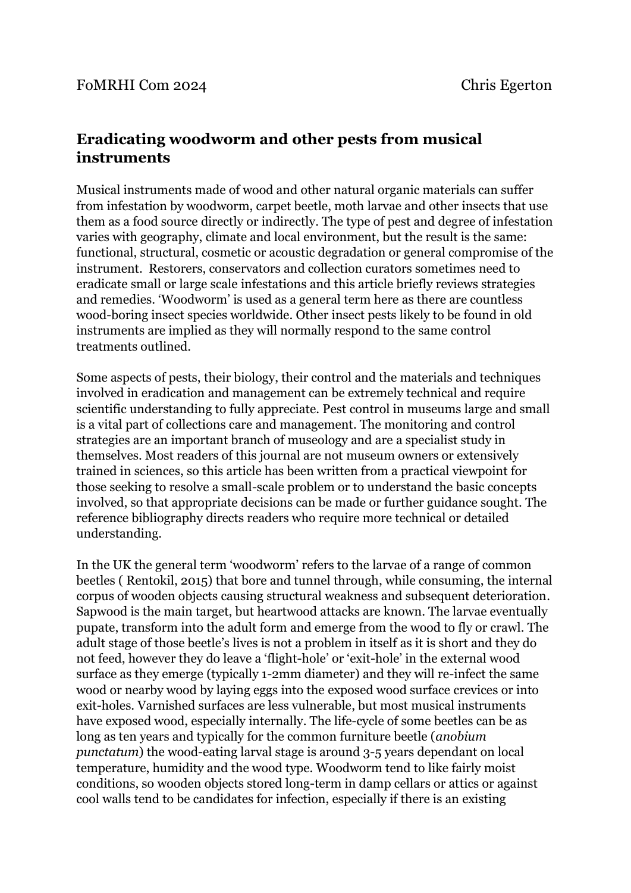FoMRHI Com 2024 Chris Egerton

## Eradicating woodworm and other pests from musical instruments

Musical instruments made of wood and other natural organic materials can suffer from infestation by woodworm, carpet beetle, moth larvae and other insects that use them as a food source directly or indirectly. The type of pest and degree of infestation varies with geography, climate and local environment, but the result is the same: functional, structural, cosmetic or acoustic degradation or general compromise of the instrument. Restorers, conservators and collection curators sometimes need to eradicate small or large scale infestations and this article briefly reviews strategies and remedies. 'Woodworm' is used as a general term here as there are countless wood-boring insect species worldwide. Other insect pests likely to be found in old instruments are implied as they will normally respond to the same control treatments outlined.

Some aspects of pests, their biology, their control and the materials and techniques involved in eradication and management can be extremely technical and require scientific understanding to fully appreciate. Pest control in museums large and small is a vital part of collections care and management. The monitoring and control strategies are an important branch of museology and are a specialist study in themselves. Most readers of this journal are not museum owners or extensively trained in sciences, so this article has been written from a practical viewpoint for those seeking to resolve a small-scale problem or to understand the basic concepts involved, so that appropriate decisions can be made or further guidance sought. The reference bibliography directs readers who require more technical or detailed understanding.

In the UK the general term 'woodworm' refers to the larvae of a range of common beetles ( Rentokil, 2015) that bore and tunnel through, while consuming, the internal corpus of wooden objects causing structural weakness and subsequent deterioration. Sapwood is the main target, but heartwood attacks are known. The larvae eventually pupate, transform into the adult form and emerge from the wood to fly or crawl. The adult stage of those beetle's lives is not a problem in itself as it is short and they do not feed, however they do leave a 'flight-hole' or 'exit-hole' in the external wood surface as they emerge (typically 1-2mm diameter) and they will re-infect the same wood or nearby wood by laying eggs into the exposed wood surface crevices or into exit-holes. Varnished surfaces are less vulnerable, but most musical instruments have exposed wood, especially internally. The life-cycle of some beetles can be as long as ten years and typically for the common furniture beetle (*anobium punctatum*) the wood-eating larval stage is around 3-5 years dependant on local temperature, humidity and the wood type. Woodworm tend to like fairly moist conditions, so wooden objects stored long-term in damp cellars or attics or against cool walls tend to be candidates for infection, especially if there is an existing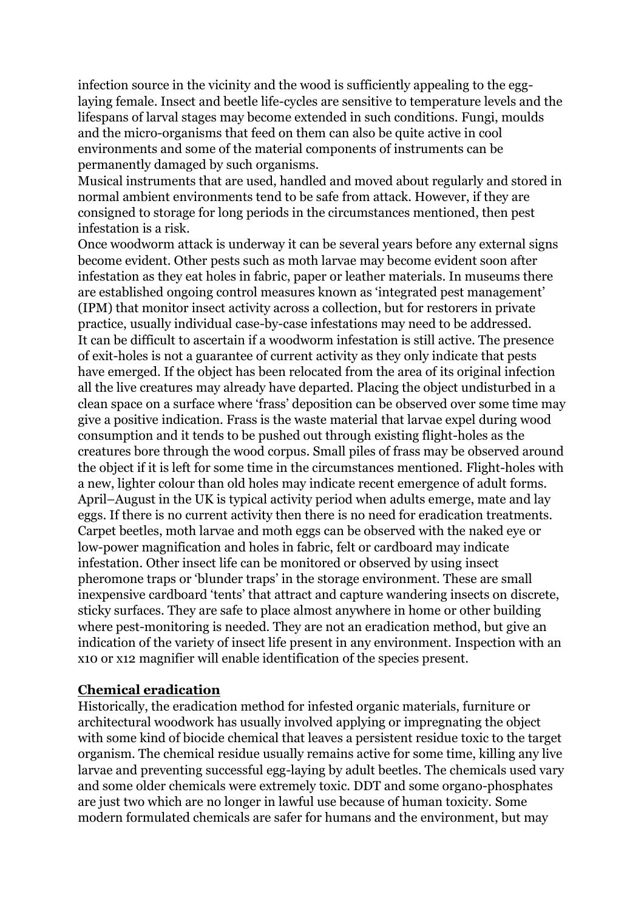infection source in the vicinity and the wood is sufficiently appealing to the egg-laying female. Insect and beetle life-cycles are sensitive to temperature levels and the lifespans of larval stages may become extended in such conditions. Fungi, moulds and the micro-organisms that feed on them can also be quite active in cool environments and some of the material components of instruments can be permanently damaged by such organisms.

Musical instruments that are used, handled and moved about regularly and stored in normal ambient environments tend to be safe from attack. However, if they are consigned to storage for long periods in the circumstances mentioned, then pest infestation is a risk.

Once woodworm attack is underway it can be several years before any external signs become evident. Other pests such as moth larvae may become evident soon after infestation as they eat holes in fabric, paper or leather materials. In museums there are established ongoing control measures known as 'integrated pest management' (IPM) that monitor insect activity across a collection, but for restorers in private practice, usually individual case-by-case infestations may need to be addressed.

It can be difficult to ascertain if a woodworm infestation is still active. The presence of exit-holes is not a guarantee of current activity as they only indicate that pests have emerged. If the object has been relocated from the area of its original infection all the live creatures may already have departed. Placing the object undisturbed in a clean space on a surface where 'frass' deposition can be observed over some time may give a positive indication. Frass is the waste material that larvae expel during wood consumption and it tends to be pushed out through existing flight-holes as the creatures bore through the wood corpus. Small piles of frass may be observed around the object if it is left for some time in the circumstances mentioned. Flight-holes with a new, lighter colour than old holes may indicate recent emergence of adult forms. April–August in the UK is typical activity period when adults emerge, mate and lay eggs. If there is no current activity then there is no need for eradication treatments. Carpet beetles, moth larvae and moth eggs can be observed with the naked eye or low-power magnification and holes in fabric, felt or cardboard may indicate infestation. Other insect life can be monitored or observed by using insect pheromone traps or 'blunder traps' in the storage environment. These are small inexpensive cardboard 'tents' that attract and capture wandering insects on discrete, sticky surfaces. They are safe to place almost anywhere in home or other building where pest-monitoring is needed. They are not an eradication method, but give an indication of the variety of insect life present in any environment. Inspection with an x10 or x12 magnifier will enable identification of the species present.

## Chemical eradication

Historically, the eradication method for infested organic materials, furniture or architectural woodwork has usually involved applying or impregnating the object with some kind of biocide chemical that leaves a persistent residue toxic to the target organism. The chemical residue usually remains active for some time, killing any live larvae and preventing successful egg-laying by adult beetles. The chemicals used vary and some older chemicals were extremely toxic. DDT and some organo-phosphates are just two which are no longer in lawful use because of human toxicity. Some modern formulated chemicals are safer for humans and the environment, but may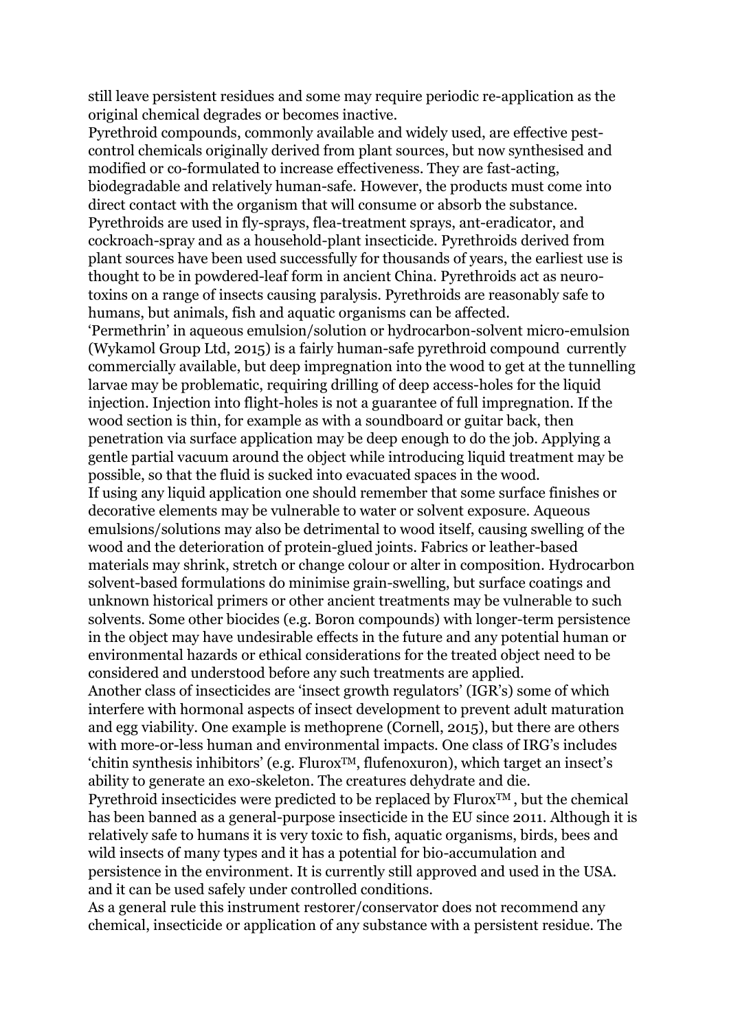still leave persistent residues and some may require periodic re-application as the original chemical degrades or becomes inactive.

Pyrethroid compounds, commonly available and widely used, are effective pest-control chemicals originally derived from plant sources, but now synthesised and modified or co-formulated to increase effectiveness. They are fast-acting, biodegradable and relatively human-safe. However, the products must come into direct contact with the organism that will consume or absorb the substance. Pyrethroids are used in fly-sprays, flea-treatment sprays, ant-eradicator, and cockroach-spray and as a household-plant insecticide. Pyrethroids derived from plant sources have been used successfully for thousands of years, the earliest use is thought to be in powdered-leaf form in ancient China. Pyrethroids act as neuro-toxins on a range of insects causing paralysis. Pyrethroids are reasonably safe to humans, but animals, fish and aquatic organisms can be affected.

'Permethrin' in aqueous emulsion/solution or hydrocarbon-solvent micro-emulsion (Wykamol Group Ltd, 2015) is a fairly human-safe pyrethroid compound currently commercially available, but deep impregnation into the wood to get at the tunnelling larvae may be problematic, requiring drilling of deep access-holes for the liquid injection. Injection into flight-holes is not a guarantee of full impregnation. If the wood section is thin, for example as with a soundboard or guitar back, then penetration via surface application may be deep enough to do the job. Applying a gentle partial vacuum around the object while introducing liquid treatment may be possible, so that the fluid is sucked into evacuated spaces in the wood.

If using any liquid application one should remember that some surface finishes or decorative elements may be vulnerable to water or solvent exposure. Aqueous emulsions/solutions may also be detrimental to wood itself, causing swelling of the wood and the deterioration of protein-glued joints. Fabrics or leather-based materials may shrink, stretch or change colour or alter in composition. Hydrocarbon solvent-based formulations do minimise grain-swelling, but surface coatings and unknown historical primers or other ancient treatments may be vulnerable to such solvents. Some other biocides (e.g. Boron compounds) with longer-term persistence in the object may have undesirable effects in the future and any potential human or environmental hazards or ethical considerations for the treated object need to be considered and understood before any such treatments are applied.

Another class of insecticides are 'insect growth regulators' (IGR's) some of which interfere with hormonal aspects of insect development to prevent adult maturation and egg viability. One example is methoprene (Cornell, 2015), but there are others with more-or-less human and environmental impacts. One class of IRG's includes 'chitin synthesis inhibitors' (e.g. Flurox™, flufenoxuron), which target an insect's ability to generate an exo-skeleton. The creatures dehydrate and die.

Pyrethroid insecticides were predicted to be replaced by Flurox™ , but the chemical has been banned as a general-purpose insecticide in the EU since 2011. Although it is relatively safe to humans it is very toxic to fish, aquatic organisms, birds, bees and wild insects of many types and it has a potential for bio-accumulation and persistence in the environment. It is currently still approved and used in the USA. and it can be used safely under controlled conditions.

As a general rule this instrument restorer/conservator does not recommend any chemical, insecticide or application of any substance with a persistent residue. The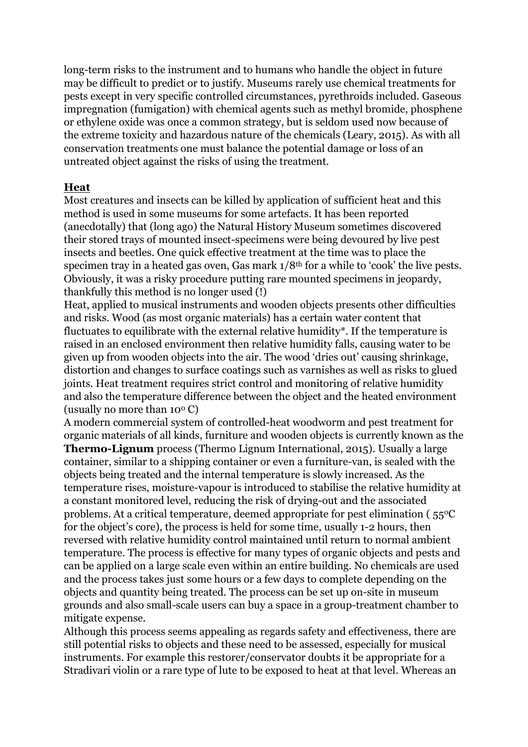long-term risks to the instrument and to humans who handle the object in future may be difficult to predict or to justify. Museums rarely use chemical treatments for pests except in very specific controlled circumstances, pyrethroids included. Gaseous impregnation (fumigation) with chemical agents such as methyl bromide, phosphene or ethylene oxide was once a common strategy, but is seldom used now because of the extreme toxicity and hazardous nature of the chemicals (Leary, 2015). As with all conservation treatments one must balance the potential damage or loss of an untreated object against the risks of using the treatment.

## Heat

Most creatures and insects can be killed by application of sufficient heat and this method is used in some museums for some artefacts. It has been reported (anecdotally) that (long ago) the Natural History Museum sometimes discovered their stored trays of mounted insect-specimens were being devoured by live pest insects and beetles. One quick effective treatment at the time was to place the specimen tray in a heated gas oven, Gas mark 1/8th for a while to 'cook' the live pests. Obviously, it was a risky procedure putting rare mounted specimens in jeopardy, thankfully this method is no longer used (!)

Heat, applied to musical instruments and wooden objects presents other difficulties and risks. Wood (as most organic materials) has a certain water content that fluctuates to equilibrate with the external relative humidity*. If the temperature is raised in an enclosed environment then relative humidity falls, causing water to be given up from wooden objects into the air. The wood 'dries out' causing shrinkage, distortion and changes to surface coatings such as varnishes as well as risks to glued joints. Heat treatment requires strict control and monitoring of relative humidity and also the temperature difference between the object and the heated environment (usually no more than 10° C)

A modern commercial system of controlled-heat woodworm and pest treatment for organic materials of all kinds, furniture and wooden objects is currently known as the **Thermo-Lignum** process (Thermo Lignum International, 2015). Usually a large container, similar to a shipping container or even a furniture-van, is sealed with the objects being treated and the internal temperature is slowly increased. As the temperature rises, moisture-vapour is introduced to stabilise the relative humidity at a constant monitored level, reducing the risk of drying-out and the associated problems. At a critical temperature, deemed appropriate for pest elimination ( 55°C for the object's core), the process is held for some time, usually 1-2 hours, then reversed with relative humidity control maintained until return to normal ambient temperature. The process is effective for many types of organic objects and pests and can be applied on a large scale even within an entire building. No chemicals are used and the process takes just some hours or a few days to complete depending on the objects and quantity being treated. The process can be set up on-site in museum grounds and also small-scale users can buy a space in a group-treatment chamber to mitigate expense.

Although this process seems appealing as regards safety and effectiveness, there are still potential risks to objects and these need to be assessed, especially for musical instruments. For example this restorer/conservator doubts it be appropriate for a Stradivari violin or a rare type of lute to be exposed to heat at that level. Whereas an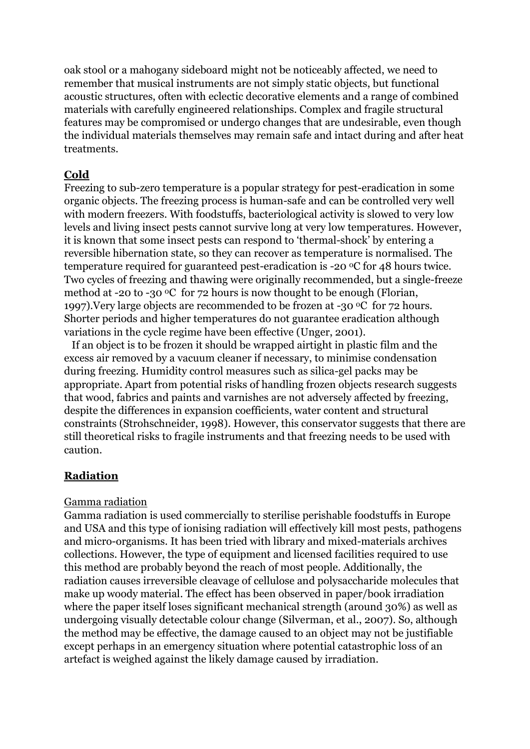oak stool or a mahogany sideboard might not be noticeably affected, we need to remember that musical instruments are not simply static objects, but functional acoustic structures, often with eclectic decorative elements and a range of combined materials with carefully engineered relationships. Complex and fragile structural features may be compromised or undergo changes that are undesirable, even though the individual materials themselves may remain safe and intact during and after heat treatments.

## **Cold**

Freezing to sub-zero temperature is a popular strategy for pest-eradication in some organic objects. The freezing process is human-safe and can be controlled very well with modern freezers. With foodstuffs, bacteriological activity is slowed to very low levels and living insect pests cannot survive long at very low temperatures. However, it is known that some insect pests can respond to 'thermal-shock' by entering a reversible hibernation state, so they can recover as temperature is normalised. The temperature required for guaranteed pest-eradication is -20 $^{o}$C for 48 hours twice. Two cycles of freezing and thawing were originally recommended, but a single-freeze method at -20 to -30 $^{o}$C for 72 hours is now thought to be enough (Florian, 1997).Very large objects are recommended to be frozen at -30 $^{o}$C for 72 hours. Shorter periods and higher temperatures do not guarantee eradication although variations in the cycle regime have been effective (Unger, 2001).

If an object is to be frozen it should be wrapped airtight in plastic film and the excess air removed by a vacuum cleaner if necessary, to minimise condensation during freezing. Humidity control measures such as silica-gel packs may be appropriate. Apart from potential risks of handling frozen objects research suggests that wood, fabrics and paints and varnishes are not adversely affected by freezing, despite the differences in expansion coefficients, water content and structural constraints (Strohschneider, 1998). However, this conservator suggests that there are still theoretical risks to fragile instruments and that freezing needs to be used with caution.

## **Radiation**

### Gamma radiation

Gamma radiation is used commercially to sterilise perishable foodstuffs in Europe and USA and this type of ionising radiation will effectively kill most pests, pathogens and micro-organisms. It has been tried with library and mixed-materials archives collections. However, the type of equipment and licensed facilities required to use this method are probably beyond the reach of most people. Additionally, the radiation causes irreversible cleavage of cellulose and polysaccharide molecules that make up woody material. The effect has been observed in paper/book irradiation where the paper itself loses significant mechanical strength (around 30%) as well as undergoing visually detectable colour change (Silverman, et al., 2007). So, although the method may be effective, the damage caused to an object may not be justifiable except perhaps in an emergency situation where potential catastrophic loss of an artefact is weighed against the likely damage caused by irradiation.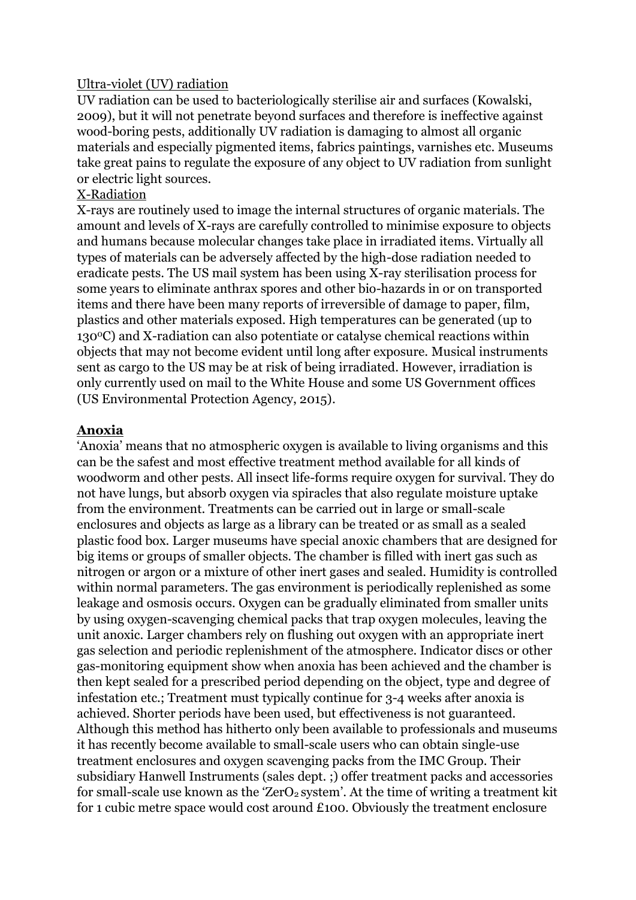Ultra-violet (UV) radiation

UV radiation can be used to bacteriologically sterilise air and surfaces (Kowalski, 2009), but it will not penetrate beyond surfaces and therefore is ineffective against wood-boring pests, additionally UV radiation is damaging to almost all organic materials and especially pigmented items, fabrics paintings, varnishes etc. Museums take great pains to regulate the exposure of any object to UV radiation from sunlight or electric light sources.

X-Radiation

X-rays are routinely used to image the internal structures of organic materials. The amount and levels of X-rays are carefully controlled to minimise exposure to objects and humans because molecular changes take place in irradiated items. Virtually all types of materials can be adversely affected by the high-dose radiation needed to eradicate pests. The US mail system has been using X-ray sterilisation process for some years to eliminate anthrax spores and other bio-hazards in or on transported items and there have been many reports of irreversible of damage to paper, film, plastics and other materials exposed. High temperatures can be generated (up to 130$^{o}$C) and X-radiation can also potentiate or catalyse chemical reactions within objects that may not become evident until long after exposure. Musical instruments sent as cargo to the US may be at risk of being irradiated. However, irradiation is only currently used on mail to the White House and some US Government offices (US Environmental Protection Agency, 2015).

## Anoxia

'Anoxia' means that no atmospheric oxygen is available to living organisms and this can be the safest and most effective treatment method available for all kinds of woodworm and other pests. All insect life-forms require oxygen for survival. They do not have lungs, but absorb oxygen via spiracles that also regulate moisture uptake from the environment. Treatments can be carried out in large or small-scale enclosures and objects as large as a library can be treated or as small as a sealed plastic food box. Larger museums have special anoxic chambers that are designed for big items or groups of smaller objects. The chamber is filled with inert gas such as nitrogen or argon or a mixture of other inert gases and sealed. Humidity is controlled within normal parameters. The gas environment is periodically replenished as some leakage and osmosis occurs. Oxygen can be gradually eliminated from smaller units by using oxygen-scavenging chemical packs that trap oxygen molecules, leaving the unit anoxic. Larger chambers rely on flushing out oxygen with an appropriate inert gas selection and periodic replenishment of the atmosphere. Indicator discs or other gas-monitoring equipment show when anoxia has been achieved and the chamber is then kept sealed for a prescribed period depending on the object, type and degree of infestation etc.; Treatment must typically continue for 3-4 weeks after anoxia is achieved. Shorter periods have been used, but effectiveness is not guaranteed. Although this method has hitherto only been available to professionals and museums it has recently become available to small-scale users who can obtain single-use treatment enclosures and oxygen scavenging packs from the IMC Group. Their subsidiary Hanwell Instruments (sales dept. ;) offer treatment packs and accessories for small-scale use known as the '$ZerO_2$ system'. At the time of writing a treatment kit for 1 cubic metre space would cost around £100. Obviously the treatment enclosure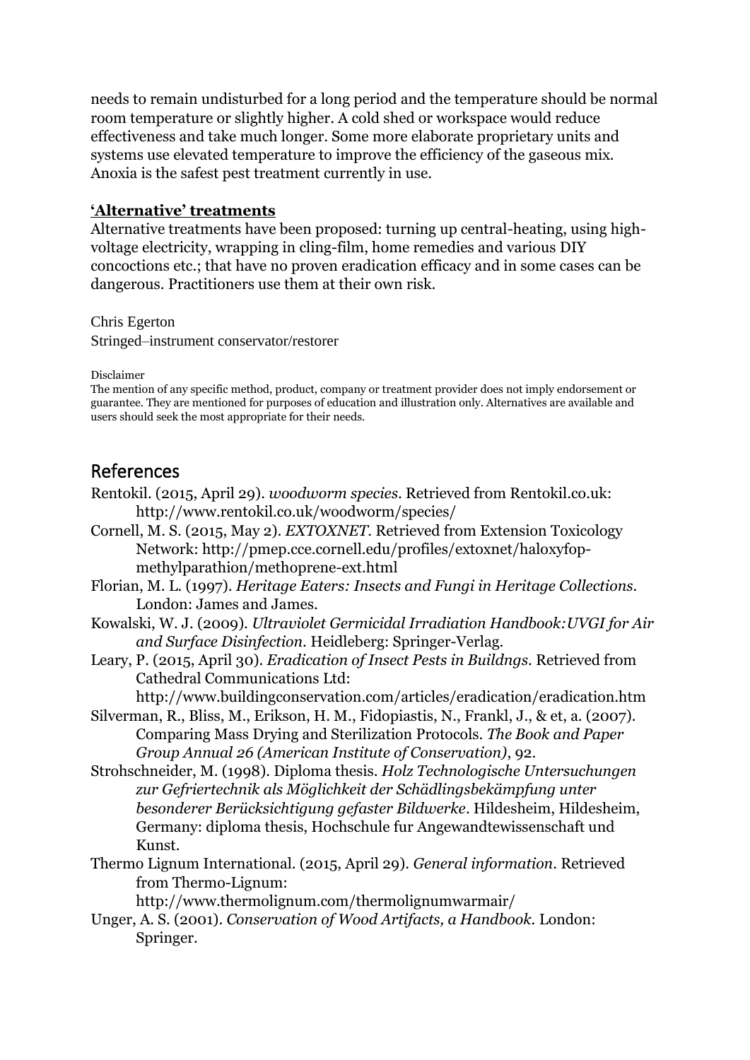needs to remain undisturbed for a long period and the temperature should be normal room temperature or slightly higher. A cold shed or workspace would reduce effectiveness and take much longer. Some more elaborate proprietary units and systems use elevated temperature to improve the efficiency of the gaseous mix. Anoxia is the safest pest treatment currently in use.

**'Alternative' treatments**

Alternative treatments have been proposed: turning up central-heating, using high-voltage electricity, wrapping in cling-film, home remedies and various DIY concoctions etc.; that have no proven eradication efficacy and in some cases can be dangerous. Practitioners use them at their own risk.

Chris Egerton

Stringed–instrument conservator/restorer

Disclaimer

The mention of any specific method, product, company or treatment provider does not imply endorsement or guarantee. They are mentioned for purposes of education and illustration only. Alternatives are available and users should seek the most appropriate for their needs.

## References

Rentokil. (2015, April 29). *woodworm species*. Retrieved from Rentokil.co.uk: http://www.rentokil.co.uk/woodworm/species/

Cornell, M. S. (2015, May 2). *EXTOXNET*. Retrieved from Extension Toxicology Network: http://pmep.cce.cornell.edu/profiles/extoxnet/haloxyfop-methylparathion/methoprene-ext.html

Florian, M. L. (1997). *Heritage Eaters: Insects and Fungi in Heritage Collections*. London: James and James.

Kowalski, W. J. (2009). *Ultraviolet Germicidal Irradiation Handbook:UVGI for Air and Surface Disinfection*. Heidleberg: Springer-Verlag.

Leary, P. (2015, April 30). *Eradication of Insect Pests in Buildngs*. Retrieved from Cathedral Communications Ltd: http://www.buildingconservation.com/articles/eradication/eradication.htm

Silverman, R., Bliss, M., Erikson, H. M., Fidopiastis, N., Frankl, J., & et, a. (2007). Comparing Mass Drying and Sterilization Protocols. *The Book and Paper Group Annual 26 (American Institute of Conservation)*, 92.

Strohschneider, M. (1998). Diploma thesis. *Holz Technologische Untersuchungen zur Gefriertechnik als Möglichkeit der Schädlingsbekämpfung unter besonderer Berücksichtigung gefaster Bildwerke*. Hildesheim, Hildesheim, Germany: diploma thesis, Hochschule fur Angewandtewissenschaft und Kunst.

Thermo Lignum International. (2015, April 29). *General information*. Retrieved from Thermo-Lignum: http://www.thermolignum.com/thermolignumwarmair/

Unger, A. S. (2001). *Conservation of Wood Artifacts, a Handbook*. London: Springer.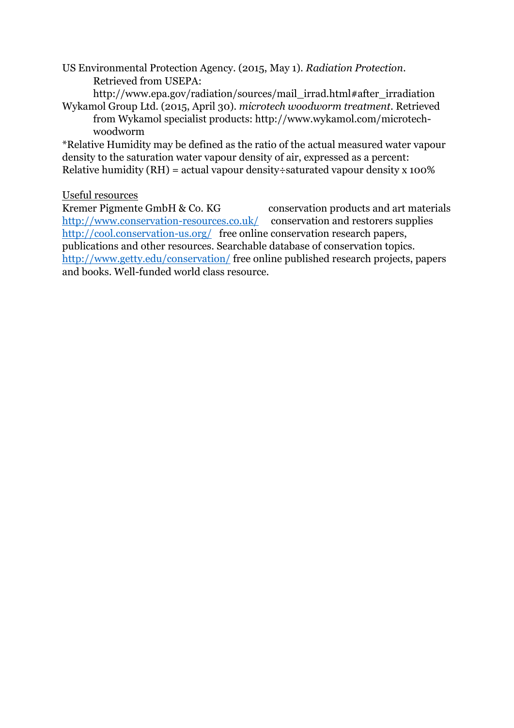US Environmental Protection Agency. (2015, May 1). *Radiation Protection*. Retrieved from USEPA: http://www.epa.gov/radiation/sources/mail_irrad.html#after_irradiation

Wykamol Group Ltd. (2015, April 30). *microtech woodworm treatment*. Retrieved from Wykamol specialist products: http://www.wykamol.com/microtech-woodworm

*Relative Humidity may be defined as the ratio of the actual measured water vapour density to the saturation water vapour density of air, expressed as a percent:
Relative humidity (RH) = actual vapour density÷saturated vapour density x 100%

<u>Useful resources</u>

Kremer Pigmente GmbH & Co. KG conservation products and art materials
http://www.conservation-resources.co.uk/ conservation and restorers supplies
http://cool.conservation-us.org/ free online conservation research papers, publications and other resources. Searchable database of conservation topics.
http://www.getty.edu/conservation/ free online published research projects, papers and books. Well-funded world class resource.